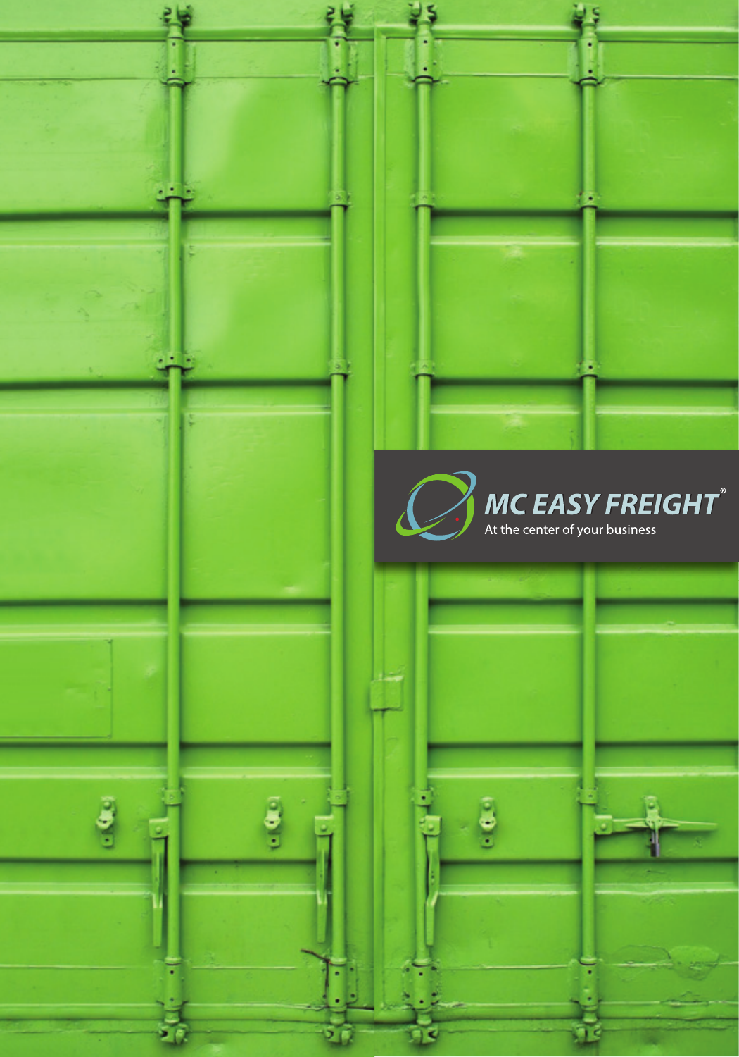# MC EASY FREIGHT®

At the center of your business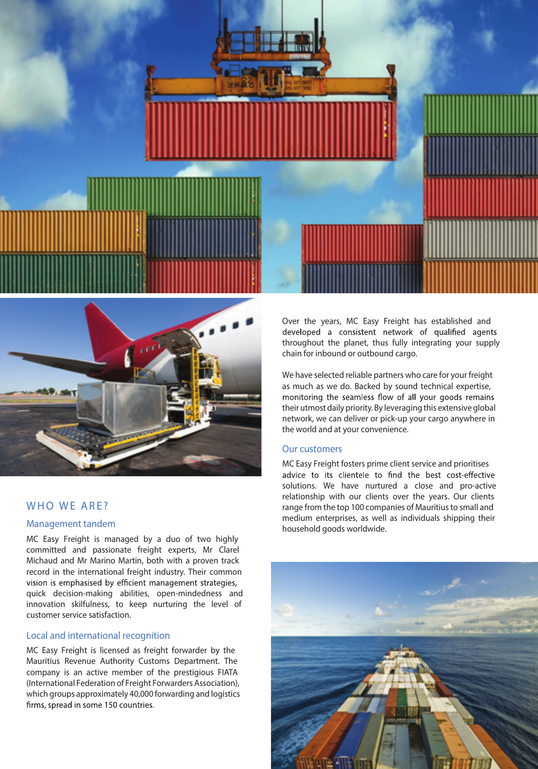Over the years, MC Easy Freight has established and developed a consistent network of qualified agents throughout the planet, thus fully integrating your supply chain for inbound or outbound cargo.

We have selected reliable partners who care for your freight as much as we do. Backed by sound technical expertise, monitoring the seamless flow of all your goods remains their utmost daily priority. By leveraging this extensive global network, we can deliver or pick-up your cargo anywhere in the world and at your convenience.

### Our customers

MC Easy Freight fosters prime client service and prioritises advice to its clientele to find the best cost-effective solutions. We have nurtured a close and pro-active relationship with our clients over the years. Our clients range from the top 100 companies of Mauritius to small and medium enterprises, as well as individuals shipping their household goods worldwide.

## WHO WE ARE?

### Management tandem

MC Easy Freight is managed by a duo of two highly committed and passionate freight experts, Mr Clarel Michaud and Mr Marino Martin, both with a proven track record in the international freight industry. Their common vision is emphasised by efficient management strategies, quick decision-making abilities, open-mindedness and innovation skilfulness, to keep nurturing the level of customer service satisfaction.

### Local and international recognition

MC Easy Freight is licensed as freight forwarder by the Mauritius Revenue Authority Customs Department. The company is an active member of the prestigious FIATA (International Federation of Freight Forwarders Association), which groups approximately 40,000 forwarding and logistics firms, spread in some 150 countries.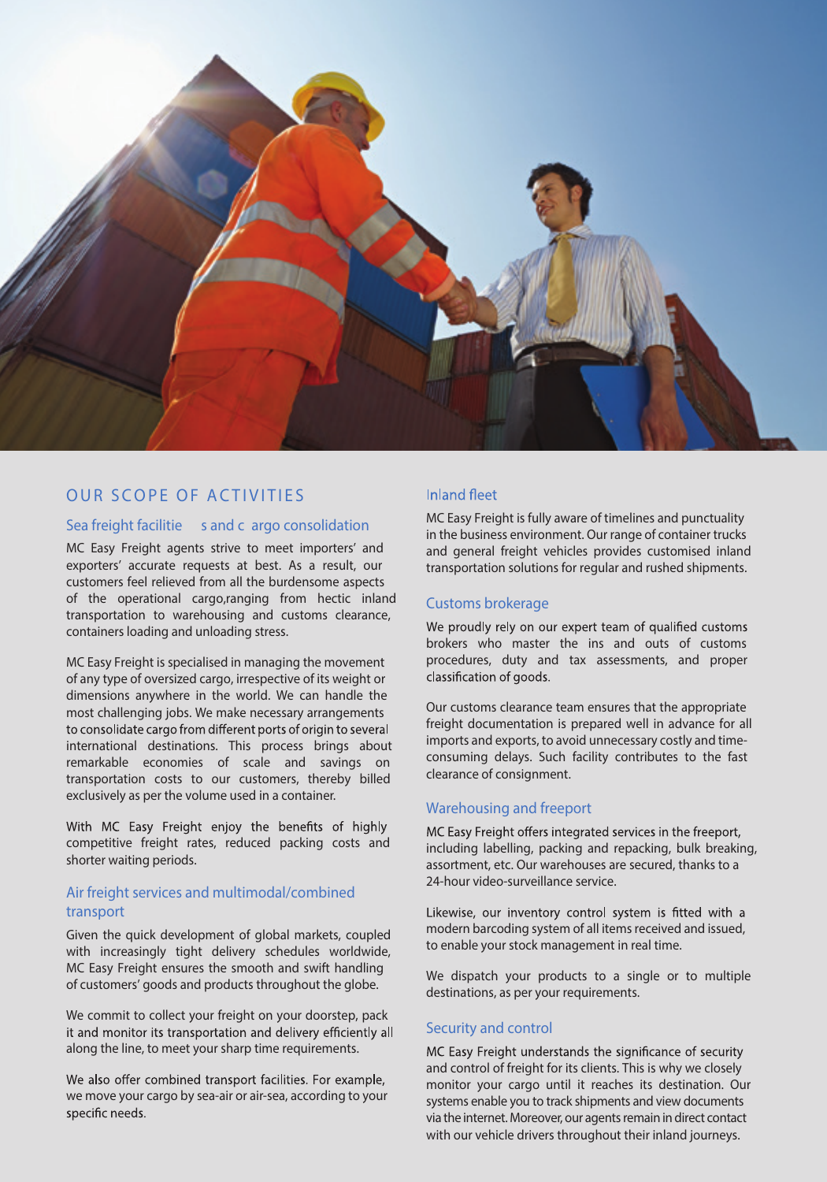## OUR SCOPE OF ACTIVITIES

### Sea freight facilitie s and c argo consolidation

MC Easy Freight agents strive to meet importers' and exporters' accurate requests at best. As a result, our customers feel relieved from all the burdensome aspects of the operational cargo,ranging from hectic inland transportation to warehousing and customs clearance, containers loading and unloading stress.

MC Easy Freight is specialised in managing the movement of any type of oversized cargo, irrespective of its weight or dimensions anywhere in the world. We can handle the most challenging jobs. We make necessary arrangements to consolidate cargo from different ports of origin to several international destinations. This process brings about remarkable economies of scale and savings on transportation costs to our customers, thereby billed exclusively as per the volume used in a container.

With MC Easy Freight enjoy the benefits of highly competitive freight rates, reduced packing costs and shorter waiting periods.

### Air freight services and multimodal/combined transport

Given the quick development of global markets, coupled with increasingly tight delivery schedules worldwide, MC Easy Freight ensures the smooth and swift handling of customers' goods and products throughout the globe.

We commit to collect your freight on your doorstep, pack it and monitor its transportation and delivery efficiently all along the line, to meet your sharp time requirements.

We also offer combined transport facilities. For example, we move your cargo by sea-air or air-sea, according to your specific needs.

### Inland fleet

MC Easy Freight is fully aware of timelines and punctuality in the business environment. Our range of container trucks and general freight vehicles provides customised inland transportation solutions for regular and rushed shipments.

### Customs brokerage

We proudly rely on our expert team of qualified customs brokers who master the ins and outs of customs procedures, duty and tax assessments, and proper classification of goods.

Our customs clearance team ensures that the appropriate freight documentation is prepared well in advance for all imports and exports, to avoid unnecessary costly and time-consuming delays. Such facility contributes to the fast clearance of consignment.

### Warehousing and freeport

MC Easy Freight offers integrated services in the freeport, including labelling, packing and repacking, bulk breaking, assortment, etc. Our warehouses are secured, thanks to a 24-hour video-surveillance service.

Likewise, our inventory control system is fitted with a modern barcoding system of all items received and issued, to enable your stock management in real time.

We dispatch your products to a single or to multiple destinations, as per your requirements.

### Security and control

MC Easy Freight understands the significance of security and control of freight for its clients. This is why we closely monitor your cargo until it reaches its destination. Our systems enable you to track shipments and view documents via the internet. Moreover, our agents remain in direct contact with our vehicle drivers throughout their inland journeys.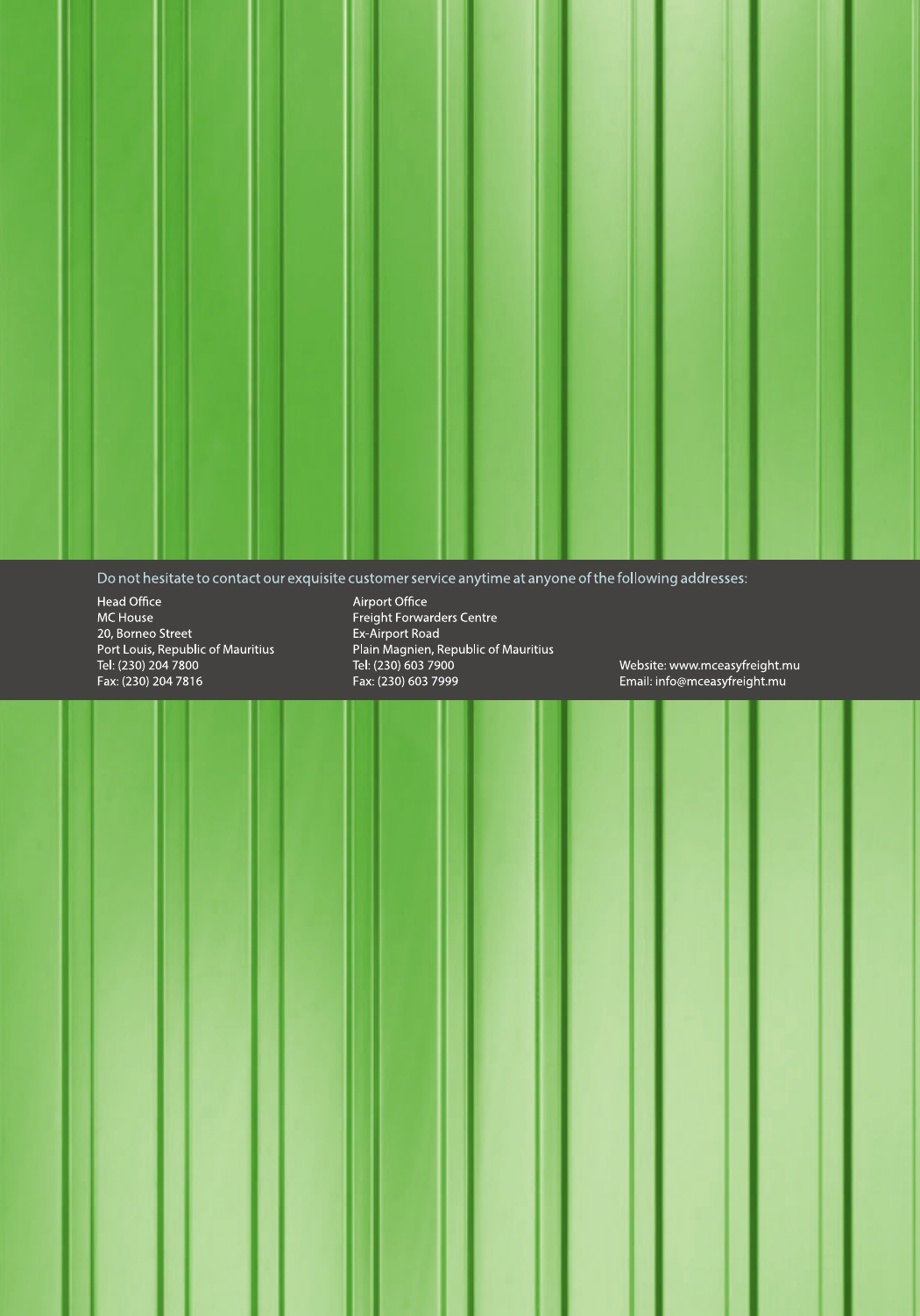Do not hesitate to contact our exquisite customer service anytime at anyone of the following addresses:

Head Office
MC House
20, Borneo Street
Port Louis, Republic of Mauritius
Tel: (230) 204 7800
Fax: (230) 204 7816

Airport Office
Freight Forwarders Centre
Ex-Airport Road
Plain Magnien, Republic of Mauritius
Tel: (230) 603 7900
Fax: (230) 603 7999

Website: www.mceasyfreight.mu
Email: info@mceasyfreight.mu